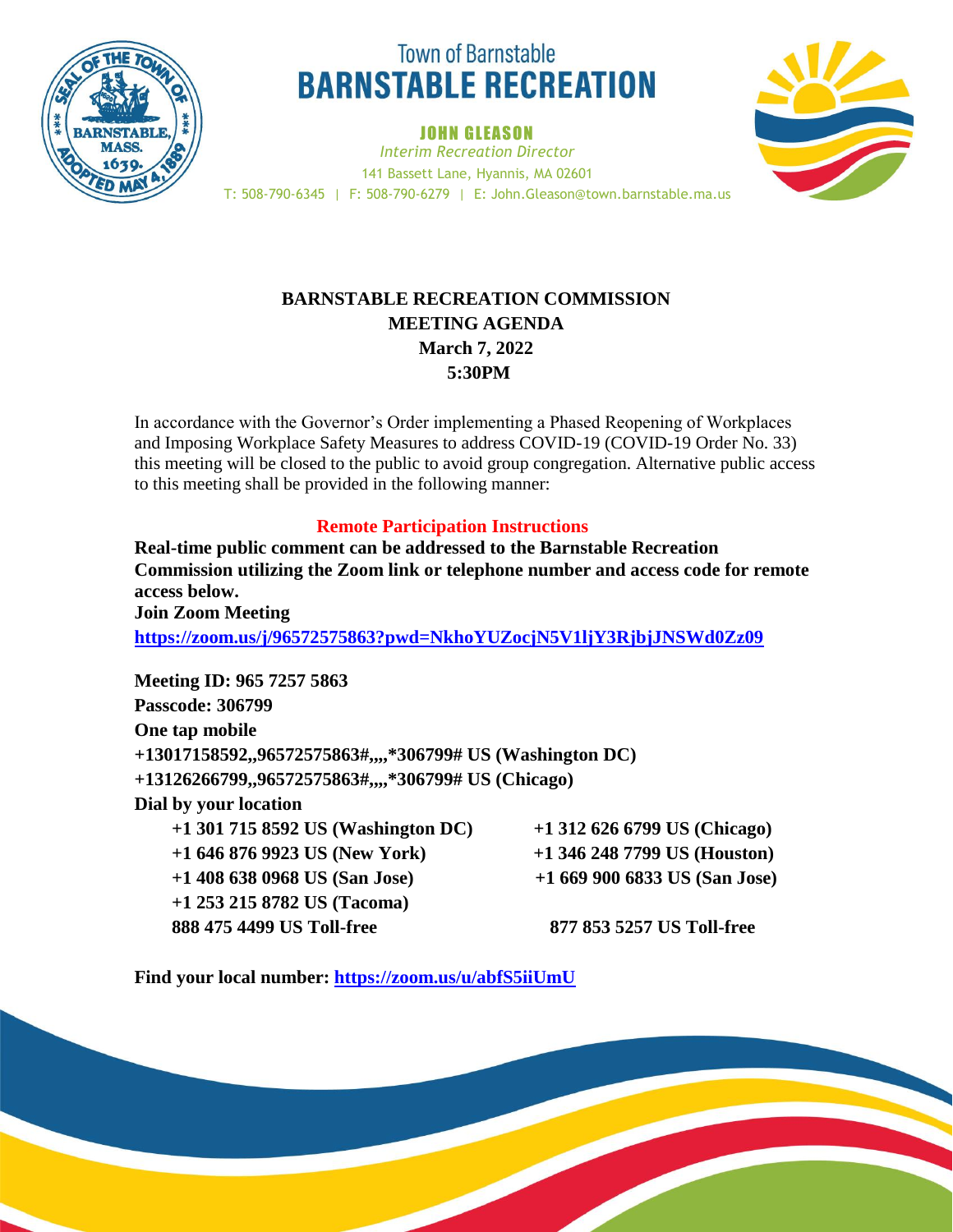Town of Barnstable
# BARNSTABLE RECREATION

**JOHN GLEASON**
*Interim Recreation Director*
141 Bassett Lane, Hyannis, MA 02601
T: 508-790-6345 | F: 508-790-6279 | E: John.Gleason@town.barnstable.ma.us

## BARNSTABLE RECREATION COMMISSION
## MEETING AGENDA
## March 7, 2022
## 5:30PM

In accordance with the Governor's Order implementing a Phased Reopening of Workplaces and Imposing Workplace Safety Measures to address COVID-19 (COVID-19 Order No. 33) this meeting will be closed to the public to avoid group congregation. Alternative public access to this meeting shall be provided in the following manner:

### Remote Participation Instructions

**Real-time public comment can be addressed to the Barnstable Recreation Commission utilizing the Zoom link or telephone number and access code for remote access below.**

**Join Zoom Meeting**

**https://zoom.us/j/96572575863?pwd=NkhoYUZocjN5V1ljY3RjbjJNSWd0Zz09**

**Meeting ID: 965 7257 5863**

**Passcode: 306799**

**One tap mobile**

**+13017158592,,96572575863#,,,,*306799# US (Washington DC)**

**+13126266799,,96572575863#,,,,*306799# US (Chicago)**

**Dial by your location**

- **+1 301 715 8592 US (Washington DC)**
- **+1 312 626 6799 US (Chicago)**
- **+1 646 876 9923 US (New York)**
- **+1 346 248 7799 US (Houston)**
- **+1 408 638 0968 US (San Jose)**
- **+1 669 900 6833 US (San Jose)**
- **+1 253 215 8782 US (Tacoma)**
- **888 475 4499 US Toll-free**
- **877 853 5257 US Toll-free**

**Find your local number: https://zoom.us/u/abfS5iiUmU**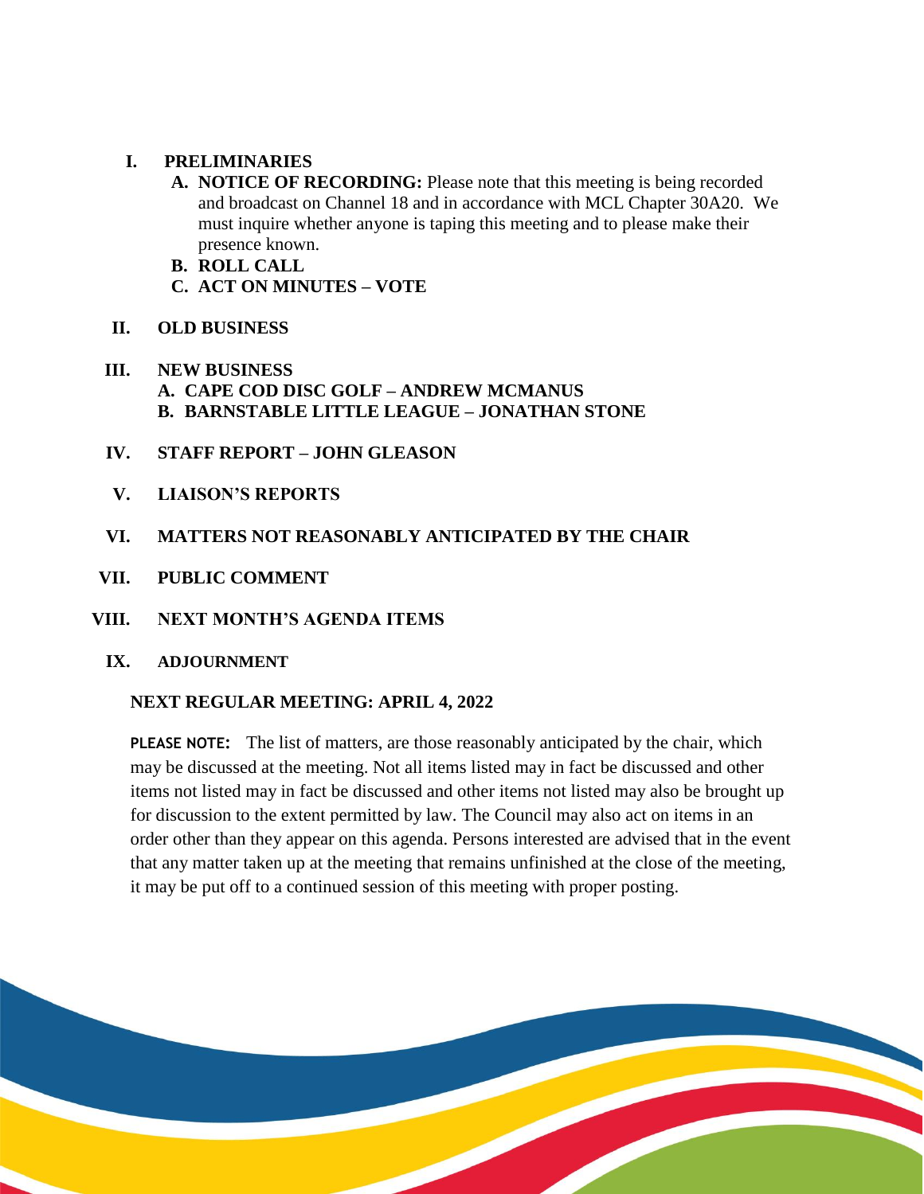I. **PRELIMINARIES**
   - A. **NOTICE OF RECORDING:** Please note that this meeting is being recorded and broadcast on Channel 18 and in accordance with MCL Chapter 30A20. We must inquire whether anyone is taping this meeting and to please make their presence known.
   - B. **ROLL CALL**
   - C. **ACT ON MINUTES – VOTE**

II. **OLD BUSINESS**

III. **NEW BUSINESS**
   - A. **CAPE COD DISC GOLF – ANDREW MCMANUS**
   - B. **BARNSTABLE LITTLE LEAGUE – JONATHAN STONE**

IV. **STAFF REPORT – JOHN GLEASON**

V. **LIAISON'S REPORTS**

VI. **MATTERS NOT REASONABLY ANTICIPATED BY THE CHAIR**

VII. **PUBLIC COMMENT**

VIII. **NEXT MONTH'S AGENDA ITEMS**

IX. **ADJOURNMENT**

**NEXT REGULAR MEETING: APRIL 4, 2022**

**PLEASE NOTE:** The list of matters, are those reasonably anticipated by the chair, which may be discussed at the meeting. Not all items listed may in fact be discussed and other items not listed may in fact be discussed and other items not listed may also be brought up for discussion to the extent permitted by law. The Council may also act on items in an order other than they appear on this agenda. Persons interested are advised that in the event that any matter taken up at the meeting that remains unfinished at the close of the meeting, it may be put off to a continued session of this meeting with proper posting.